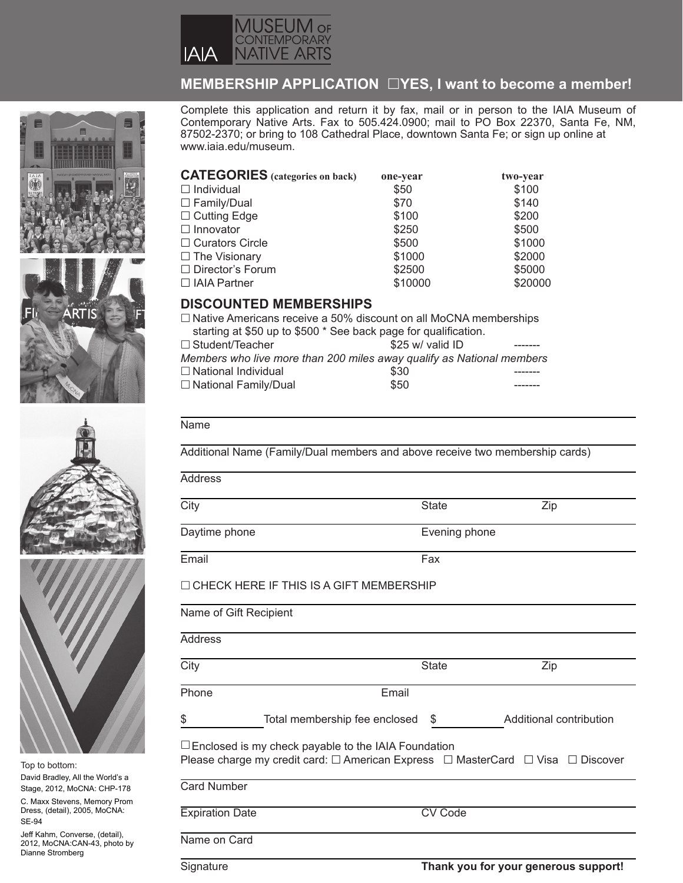IAIA MUSEUM OF CONTEMPORARY NATIVE ARTS

## MEMBERSHIP APPLICATION ☐YES, I want to become a member!

Complete this application and return it by fax, mail or in person to the IAIA Museum of Contemporary Native Arts. Fax to 505.424.0900; mail to PO Box 22370, Santa Fe, NM, 87502-2370; or bring to 108 Cathedral Place, downtown Santa Fe; or sign up online at www.iaia.edu/museum.

| CATEGORIES (categories on back) | one-year | two-year |
| --- | --- | --- |
| ☐ Individual | $50 | $100 |
| ☐ Family/Dual | $70 | $140 |
| ☐ Cutting Edge | $100 | $200 |
| ☐ Innovator | $250 | $500 |
| ☐ Curators Circle | $500 | $1000 |
| ☐ The Visionary | $1000 | $2000 |
| ☐ Director's Forum | $2500 | $5000 |
| ☐ IAIA Partner | $10000 | $20000 |

### DISCOUNTED MEMBERSHIPS

☐ Native Americans receive a 50% discount on all MoCNA memberships starting at $50 up to $500 * See back page for qualification.

| | | |
| --- | --- | --- |
| ☐ Student/Teacher | $25 w/ valid ID | ------- |

*Members who live more than 200 miles away qualify as National members*

| | | |
| --- | --- | --- |
| ☐ National Individual | $30 | ------- |
| ☐ National Family/Dual | $50 | ------- |

Name

Additional Name (Family/Dual members and above receive two membership cards)

Address

City　　State　　Zip

Daytime phone　　Evening phone

Email　　Fax

☐ CHECK HERE IF THIS IS A GIFT MEMBERSHIP

Name of Gift Recipient

Address

City　　State　　Zip

Phone　　Email

$ ________ Total membership fee enclosed　$ ________ Additional contribution

☐Enclosed is my check payable to the IAIA Foundation

Please charge my credit card: ☐ American Express ☐ MasterCard ☐ Visa ☐ Discover

Card Number

Expiration Date　　CV Code

Name on Card

Signature　　**Thank you for your generous support!**

Top to bottom:

David Bradley, All the World's a Stage, 2012, MoCNA: CHP-178

C. Maxx Stevens, Memory Prom Dress, (detail), 2005, MoCNA: SE-94

Jeff Kahm, Converse, (detail), 2012, MoCNA:CAN-43, photo by Dianne Stromberg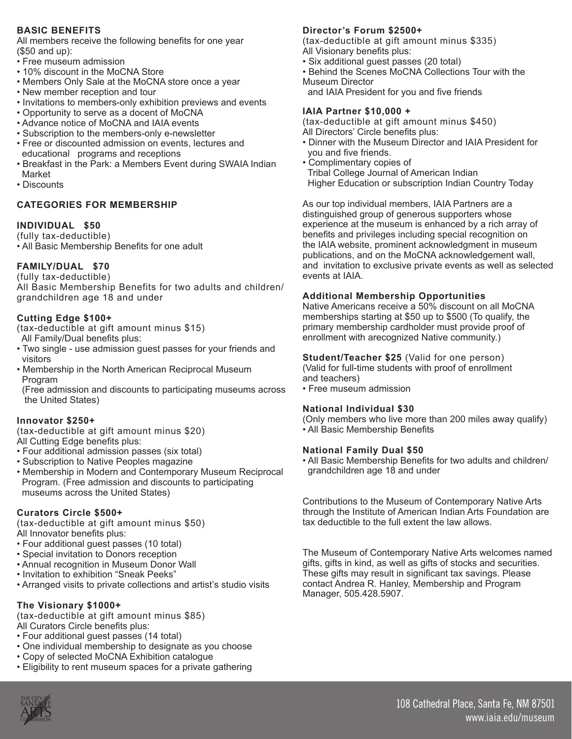**BASIC BENEFITS**

All members receive the following benefits for one year ($50 and up):

- Free museum admission
- 10% discount in the MoCNA Store
- Members Only Sale at the MoCNA store once a year
- New member reception and tour
- Invitations to members-only exhibition previews and events
- Opportunity to serve as a docent of MoCNA
- Advance notice of MoCNA and IAIA events
- Subscription to the members-only e-newsletter
- Free or discounted admission on events, lectures and educational programs and receptions
- Breakfast in the Park: a Members Event during SWAIA Indian Market
- Discounts

**CATEGORIES FOR MEMBERSHIP**

**INDIVIDUAL $50**
(fully tax-deductible)
- All Basic Membership Benefits for one adult

**FAMILY/DUAL $70**
(fully tax-deductible)
All Basic Membership Benefits for two adults and children/ grandchildren age 18 and under

**Cutting Edge $100+**
(tax-deductible at gift amount minus $15)
All Family/Dual benefits plus:
- Two single - use admission guest passes for your friends and visitors
- Membership in the North American Reciprocal Museum Program
  (Free admission and discounts to participating museums across the United States)

**Innovator $250+**
(tax-deductible at gift amount minus $20)
All Cutting Edge benefits plus:
- Four additional admission passes (six total)
- Subscription to Native Peoples magazine
- Membership in Modern and Contemporary Museum Reciprocal Program. (Free admission and discounts to participating museums across the United States)

**Curators Circle $500+**
(tax-deductible at gift amount minus $50)
All Innovator benefits plus:
- Four additional guest passes (10 total)
- Special invitation to Donors reception
- Annual recognition in Museum Donor Wall
- Invitation to exhibition "Sneak Peeks"
- Arranged visits to private collections and artist's studio visits

**The Visionary $1000+**
(tax-deductible at gift amount minus $85)
All Curators Circle benefits plus:
- Four additional guest passes (14 total)
- One individual membership to designate as you choose
- Copy of selected MoCNA Exhibition catalogue
- Eligibility to rent museum spaces for a private gathering

**Director's Forum $2500+**
(tax-deductible at gift amount minus $335)
All Visionary benefits plus:
- Six additional guest passes (20 total)
- Behind the Scenes MoCNA Collections Tour with the Museum Director and IAIA President for you and five friends

**IAIA Partner $10,000 +**
(tax-deductible at gift amount minus $450)
All Directors' Circle benefits plus:
- Dinner with the Museum Director and IAIA President for you and five friends.
- Complimentary copies of Tribal College Journal of American Indian Higher Education or subscription Indian Country Today

As our top individual members, IAIA Partners are a distinguished group of generous supporters whose experience at the museum is enhanced by a rich array of benefits and privileges including special recognition on the IAIA website, prominent acknowledgment in museum publications, and on the MoCNA acknowledgement wall, and invitation to exclusive private events as well as selected events at IAIA.

**Additional Membership Opportunities**
Native Americans receive a 50% discount on all MoCNA memberships starting at $50 up to $500 (To qualify, the primary membership cardholder must provide proof of enrollment with arecognized Native community.)

**Student/Teacher $25** (Valid for one person)
(Valid for full-time students with proof of enrollment and teachers)
- Free museum admission

**National Individual $30**
(Only members who live more than 200 miles away qualify)
- All Basic Membership Benefits

**National Family Dual $50**
- All Basic Membership Benefits for two adults and children/ grandchildren age 18 and under

Contributions to the Museum of Contemporary Native Arts through the Institute of American Indian Arts Foundation are tax deductible to the full extent the law allows.

The Museum of Contemporary Native Arts welcomes named gifts, gifts in kind, as well as gifts of stocks and securities. These gifts may result in significant tax savings. Please contact Andrea R. Hanley, Membership and Program Manager, 505.428.5907.

THE CITY OF SANTA FE ARTS COMMISSION

108 Cathedral Place, Santa Fe, NM 87501
www.iaia.edu/museum